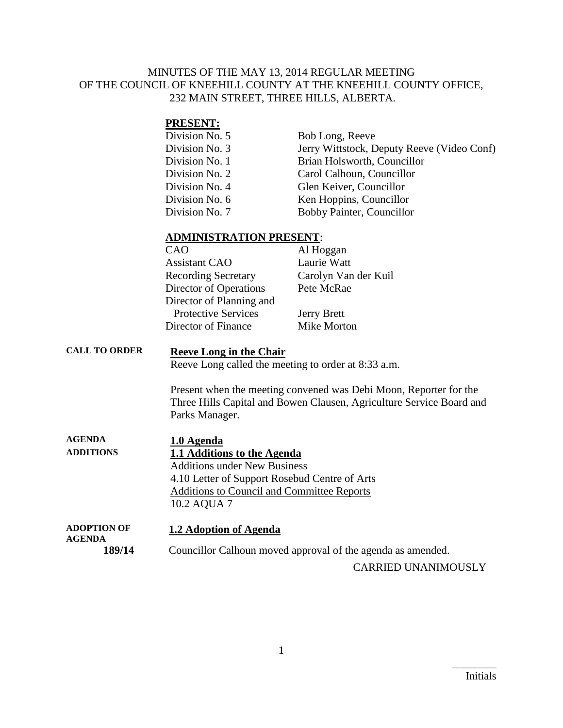MINUTES OF THE MAY 13, 2014 REGULAR MEETING OF THE COUNCIL OF KNEEHILL COUNTY AT THE KNEEHILL COUNTY OFFICE, 232 MAIN STREET, THREE HILLS, ALBERTA.

**PRESENT:**

| | |
|---|---|
| Division No. 5 | Bob Long, Reeve |
| Division No. 3 | Jerry Wittstock, Deputy Reeve (Video Conf) |
| Division No. 1 | Brian Holsworth, Councillor |
| Division No. 2 | Carol Calhoun, Councillor |
| Division No. 4 | Glen Keiver, Councillor |
| Division No. 6 | Ken Hoppins, Councillor |
| Division No. 7 | Bobby Painter, Councillor |

**ADMINISTRATION PRESENT**:

| | |
|---|---|
| CAO | Al Hoggan |
| Assistant CAO | Laurie Watt |
| Recording Secretary | Carolyn Van der Kuil |
| Director of Operations | Pete McRae |
| Director of Planning and Protective Services | Jerry Brett |
| Director of Finance | Mike Morton |

**CALL TO ORDER**

**Reeve Long in the Chair**

Reeve Long called the meeting to order at 8:33 a.m.

Present when the meeting convened was Debi Moon, Reporter for the Three Hills Capital and Bowen Clausen, Agriculture Service Board and Parks Manager.

**AGENDA**

**1.0 Agenda**

**ADDITIONS**

**1.1 Additions to the Agenda**

Additions under New Business

4.10 Letter of Support Rosebud Centre of Arts

Additions to Council and Committee Reports

10.2 AQUA 7

**ADOPTION OF AGENDA**

**1.2 Adoption of Agenda**

**189/14** Councillor Calhoun moved approval of the agenda as amended.

CARRIED UNANIMOUSLY

________ Initials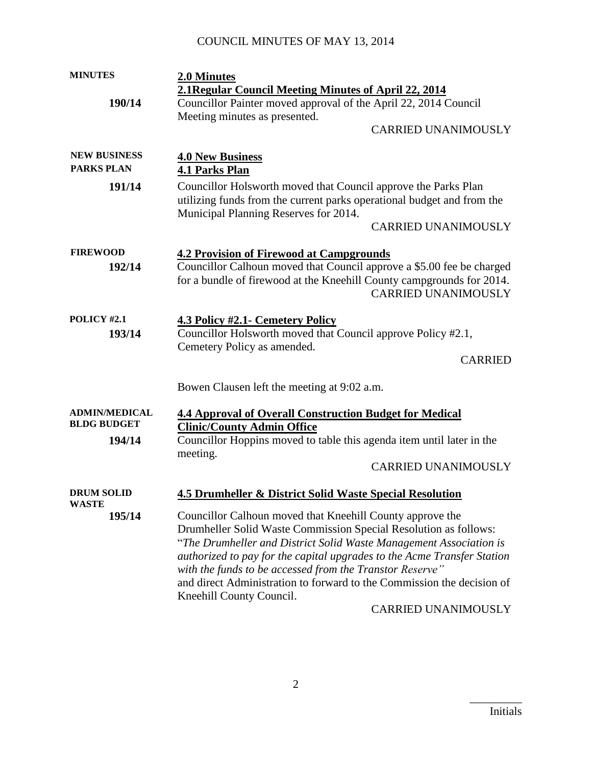**MINUTES**

**2.0 Minutes**

**2.1Regular Council Meeting Minutes of April 22, 2014**

**190/14**

Councillor Painter moved approval of the April 22, 2014 Council Meeting minutes as presented.

CARRIED UNANIMOUSLY

**NEW BUSINESS**

**PARKS PLAN**

**4.0 New Business**

**4.1 Parks Plan**

**191/14**

Councillor Holsworth moved that Council approve the Parks Plan utilizing funds from the current parks operational budget and from the Municipal Planning Reserves for 2014.

CARRIED UNANIMOUSLY

**FIREWOOD**

**4.2 Provision of Firewood at Campgrounds**

**192/14**

Councillor Calhoun moved that Council approve a $5.00 fee be charged for a bundle of firewood at the Kneehill County campgrounds for 2014.

CARRIED UNANIMOUSLY

**POLICY #2.1**

**4.3 Policy #2.1- Cemetery Policy**

**193/14**

Councillor Holsworth moved that Council approve Policy #2.1, Cemetery Policy as amended.

CARRIED

Bowen Clausen left the meeting at 9:02 a.m.

**ADMIN/MEDICAL BLDG BUDGET**

**4.4 Approval of Overall Construction Budget for Medical Clinic/County Admin Office**

**194/14**

Councillor Hoppins moved to table this agenda item until later in the meeting.

CARRIED UNANIMOUSLY

**DRUM SOLID WASTE**

**4.5 Drumheller & District Solid Waste Special Resolution**

**195/14**

Councillor Calhoun moved that Kneehill County approve the Drumheller Solid Waste Commission Special Resolution as follows: "*The Drumheller and District Solid Waste Management Association is authorized to pay for the capital upgrades to the Acme Transfer Station with the funds to be accessed from the Transtor Reserve"* and direct Administration to forward to the Commission the decision of Kneehill County Council.

CARRIED UNANIMOUSLY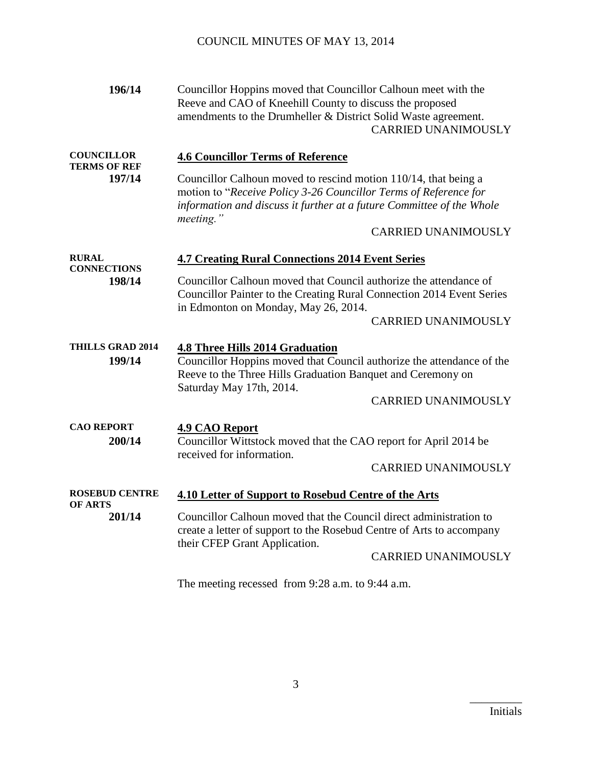**196/14** Councillor Hoppins moved that Councillor Calhoun meet with the Reeve and CAO of Kneehill County to discuss the proposed amendments to the Drumheller & District Solid Waste agreement.

CARRIED UNANIMOUSLY

**COUNCILLOR TERMS OF REF**

## 4.6 Councillor Terms of Reference

**197/14** Councillor Calhoun moved to rescind motion 110/14, that being a motion to "*Receive Policy 3-26 Councillor Terms of Reference for information and discuss it further at a future Committee of the Whole meeting.*"

CARRIED UNANIMOUSLY

**RURAL CONNECTIONS**

## 4.7 Creating Rural Connections 2014 Event Series

**198/14** Councillor Calhoun moved that Council authorize the attendance of Councillor Painter to the Creating Rural Connection 2014 Event Series in Edmonton on Monday, May 26, 2014.

CARRIED UNANIMOUSLY

**THILLS GRAD 2014**

## 4.8 Three Hills 2014 Graduation

**199/14** Councillor Hoppins moved that Council authorize the attendance of the Reeve to the Three Hills Graduation Banquet and Ceremony on Saturday May 17th, 2014.

CARRIED UNANIMOUSLY

**CAO REPORT**

## 4.9 CAO Report

**200/14** Councillor Wittstock moved that the CAO report for April 2014 be received for information.

CARRIED UNANIMOUSLY

**ROSEBUD CENTRE OF ARTS**

## 4.10 Letter of Support to Rosebud Centre of the Arts

**201/14** Councillor Calhoun moved that the Council direct administration to create a letter of support to the Rosebud Centre of Arts to accompany their CFEP Grant Application.

CARRIED UNANIMOUSLY

The meeting recessed from 9:28 a.m. to 9:44 a.m.

\_\_\_\_\_\_\_\_\_\_
Initials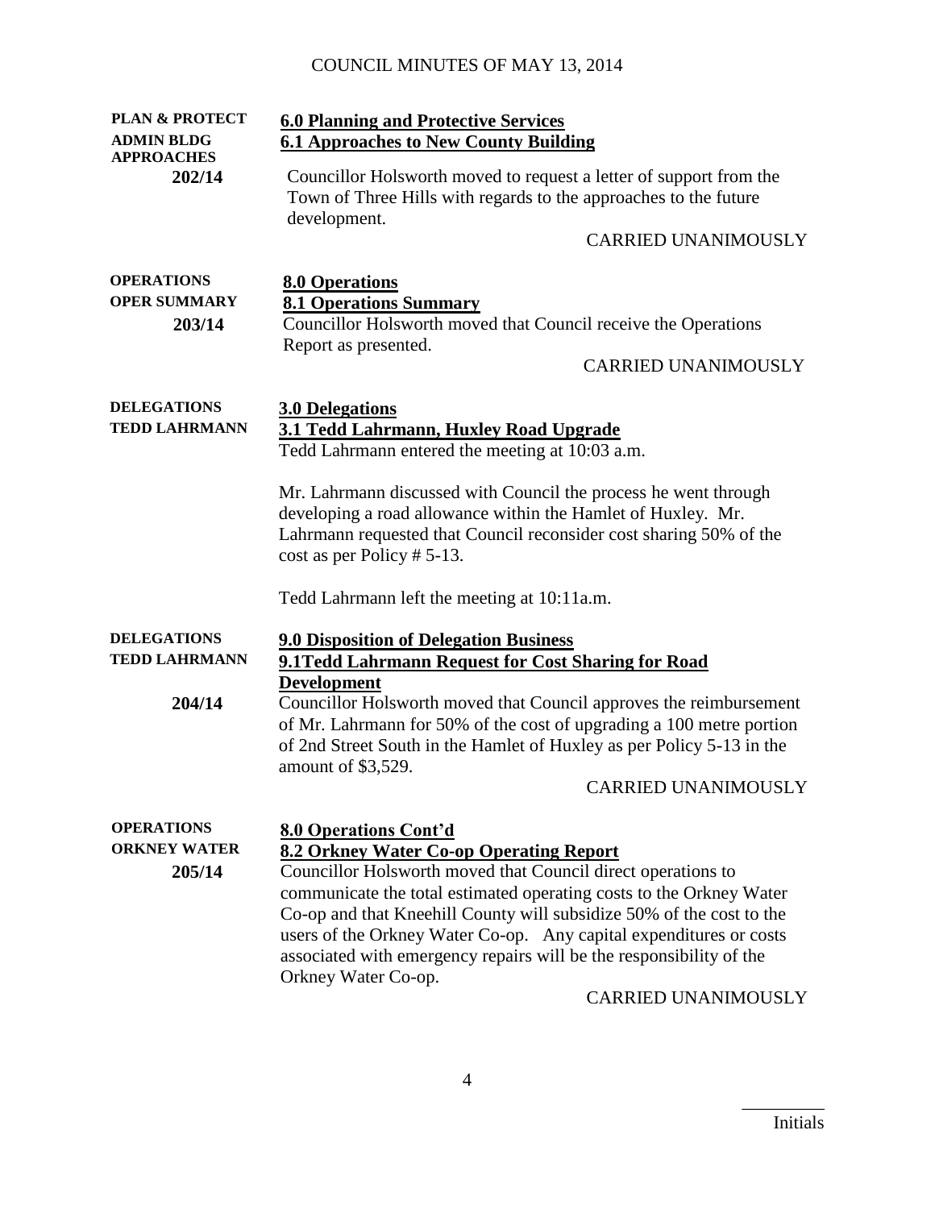**PLAN & PROTECT**
**ADMIN BLDG APPROACHES**

## 6.0 Planning and Protective Services

### 6.1 Approaches to New County Building

**202/14**

Councillor Holsworth moved to request a letter of support from the Town of Three Hills with regards to the approaches to the future development.

CARRIED UNANIMOUSLY

**OPERATIONS**
**OPER SUMMARY**

## 8.0 Operations

### 8.1 Operations Summary

**203/14**

Councillor Holsworth moved that Council receive the Operations Report as presented.

CARRIED UNANIMOUSLY

**DELEGATIONS**
**TEDD LAHRMANN**

## 3.0 Delegations

### 3.1 Tedd Lahrmann, Huxley Road Upgrade

Tedd Lahrmann entered the meeting at 10:03 a.m.

Mr. Lahrmann discussed with Council the process he went through developing a road allowance within the Hamlet of Huxley. Mr. Lahrmann requested that Council reconsider cost sharing 50% of the cost as per Policy # 5-13.

Tedd Lahrmann left the meeting at 10:11a.m.

**DELEGATIONS**
**TEDD LAHRMANN**

## 9.0 Disposition of Delegation Business

### 9.1Tedd Lahrmann Request for Cost Sharing for Road Development

**204/14**

Councillor Holsworth moved that Council approves the reimbursement of Mr. Lahrmann for 50% of the cost of upgrading a 100 metre portion of 2nd Street South in the Hamlet of Huxley as per Policy 5-13 in the amount of $3,529.

CARRIED UNANIMOUSLY

**OPERATIONS**
**ORKNEY WATER**

## 8.0 Operations Cont'd

### 8.2 Orkney Water Co-op Operating Report

**205/14**

Councillor Holsworth moved that Council direct operations to communicate the total estimated operating costs to the Orkney Water Co-op and that Kneehill County will subsidize 50% of the cost to the users of the Orkney Water Co-op. Any capital expenditures or costs associated with emergency repairs will be the responsibility of the Orkney Water Co-op.

CARRIED UNANIMOUSLY

\_\_\_\_\_\_\_\_\_
Initials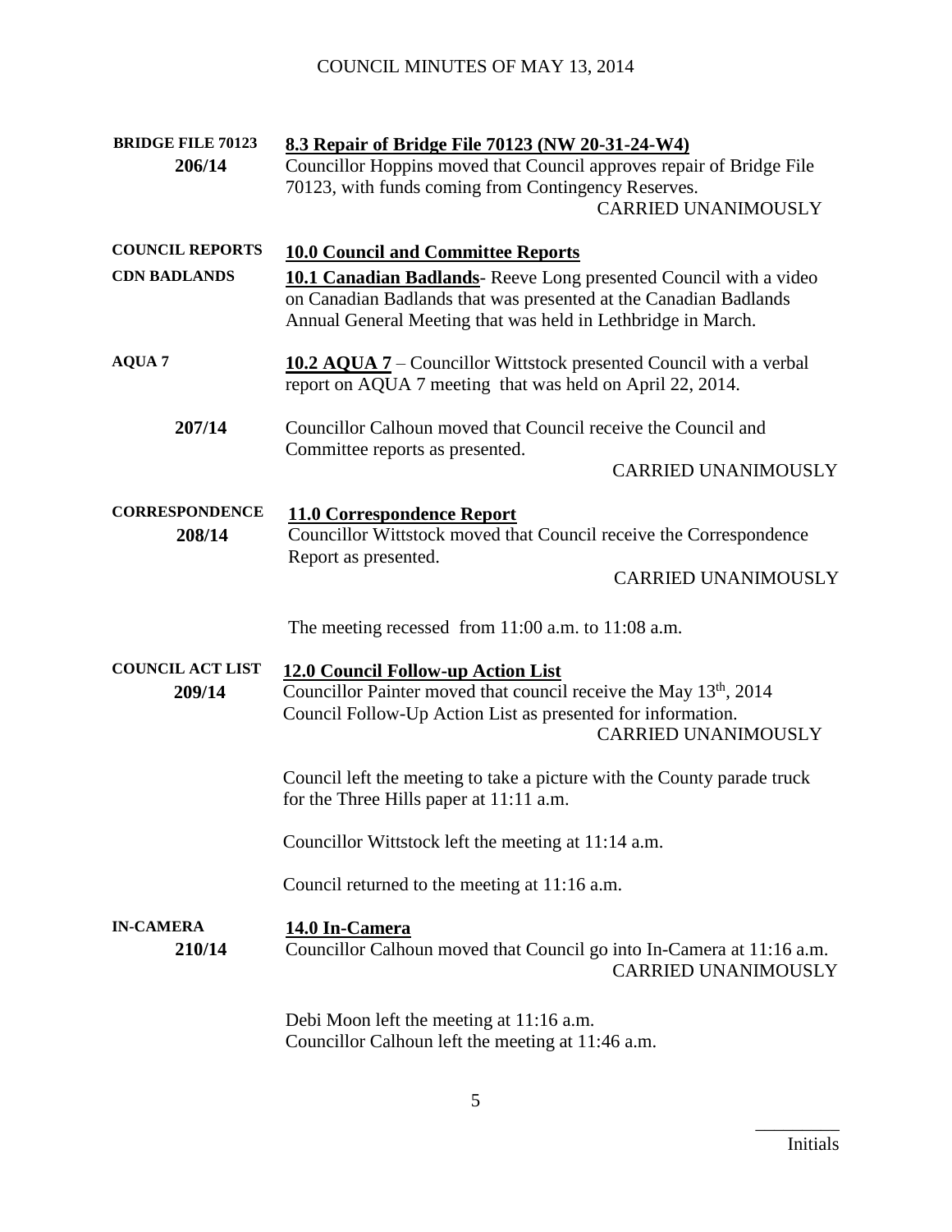**BRIDGE FILE 70123**
**206/14**

**8.3 Repair of Bridge File 70123 (NW 20-31-24-W4)**

Councillor Hoppins moved that Council approves repair of Bridge File 70123, with funds coming from Contingency Reserves.

CARRIED UNANIMOUSLY

**COUNCIL REPORTS**

**10.0 Council and Committee Reports**

**CDN BADLANDS**

**10.1 Canadian Badlands**- Reeve Long presented Council with a video on Canadian Badlands that was presented at the Canadian Badlands Annual General Meeting that was held in Lethbridge in March.

**AQUA 7**

**10.2 AQUA 7** – Councillor Wittstock presented Council with a verbal report on AQUA 7 meeting that was held on April 22, 2014.

**207/14**

Councillor Calhoun moved that Council receive the Council and Committee reports as presented.

CARRIED UNANIMOUSLY

**CORRESPONDENCE**
**208/14**

**11.0 Correspondence Report**

Councillor Wittstock moved that Council receive the Correspondence Report as presented.

CARRIED UNANIMOUSLY

The meeting recessed from 11:00 a.m. to 11:08 a.m.

**COUNCIL ACT LIST**
**209/14**

**12.0 Council Follow-up Action List**

Councillor Painter moved that council receive the May 13th, 2014 Council Follow-Up Action List as presented for information.

CARRIED UNANIMOUSLY

Council left the meeting to take a picture with the County parade truck for the Three Hills paper at 11:11 a.m.

Councillor Wittstock left the meeting at 11:14 a.m.

Council returned to the meeting at 11:16 a.m.

**IN-CAMERA**
**210/14**

**14.0 In-Camera**

Councillor Calhoun moved that Council go into In-Camera at 11:16 a.m.

CARRIED UNANIMOUSLY

Debi Moon left the meeting at 11:16 a.m.
Councillor Calhoun left the meeting at 11:46 a.m.

_________
Initials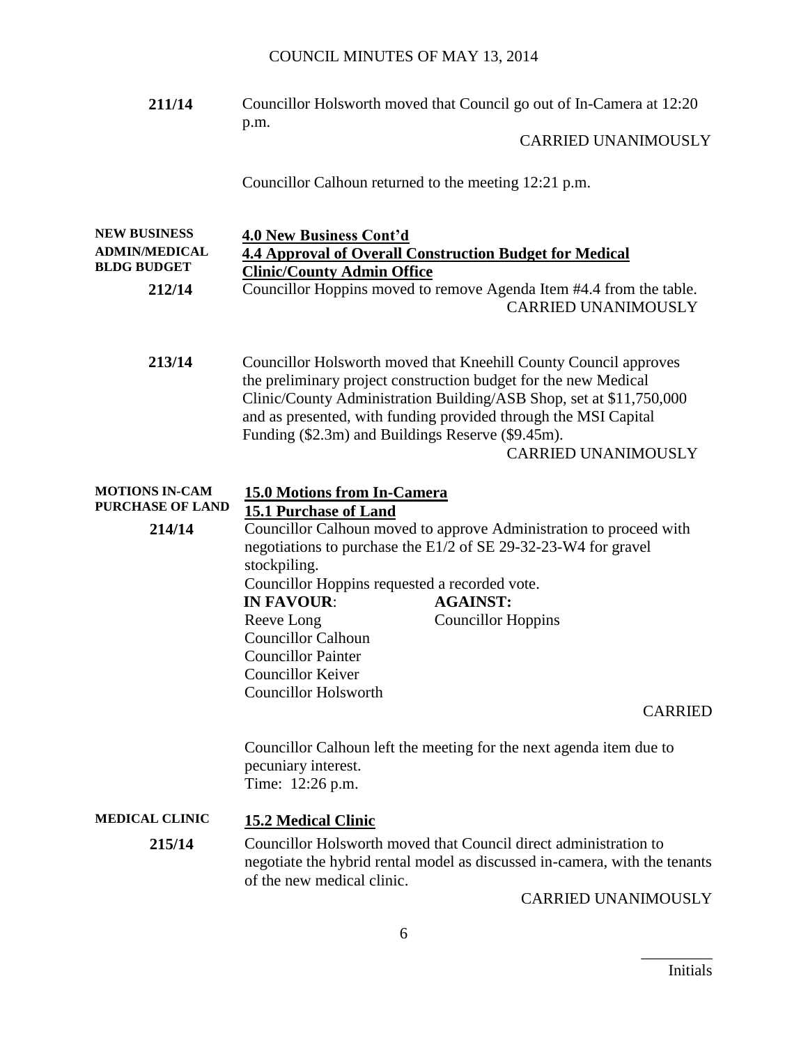**211/14** Councillor Holsworth moved that Council go out of In-Camera at 12:20 p.m.

CARRIED UNANIMOUSLY

Councillor Calhoun returned to the meeting 12:21 p.m.

**NEW BUSINESS**
**ADMIN/MEDICAL BLDG BUDGET**

## 4.0 New Business Cont'd

### 4.4 Approval of Overall Construction Budget for Medical Clinic/County Admin Office

**212/14** Councillor Hoppins moved to remove Agenda Item #4.4 from the table.

CARRIED UNANIMOUSLY

**213/14** Councillor Holsworth moved that Kneehill County Council approves the preliminary project construction budget for the new Medical Clinic/County Administration Building/ASB Shop, set at $11,750,000 and as presented, with funding provided through the MSI Capital Funding ($2.3m) and Buildings Reserve ($9.45m).

CARRIED UNANIMOUSLY

**MOTIONS IN-CAM**
**PURCHASE OF LAND**

## 15.0 Motions from In-Camera

### 15.1 Purchase of Land

**214/14** Councillor Calhoun moved to approve Administration to proceed with negotiations to purchase the E1/2 of SE 29-32-23-W4 for gravel stockpiling.

Councillor Hoppins requested a recorded vote.

| **IN FAVOUR**: | **AGAINST:** |
|---|---|
| Reeve Long | Councillor Hoppins |
| Councillor Calhoun | |
| Councillor Painter | |
| Councillor Keiver | |
| Councillor Holsworth | |

CARRIED

Councillor Calhoun left the meeting for the next agenda item due to pecuniary interest.
Time: 12:26 p.m.

**MEDICAL CLINIC**

### 15.2 Medical Clinic

**215/14** Councillor Holsworth moved that Council direct administration to negotiate the hybrid rental model as discussed in-camera, with the tenants of the new medical clinic.

CARRIED UNANIMOUSLY

_________
Initials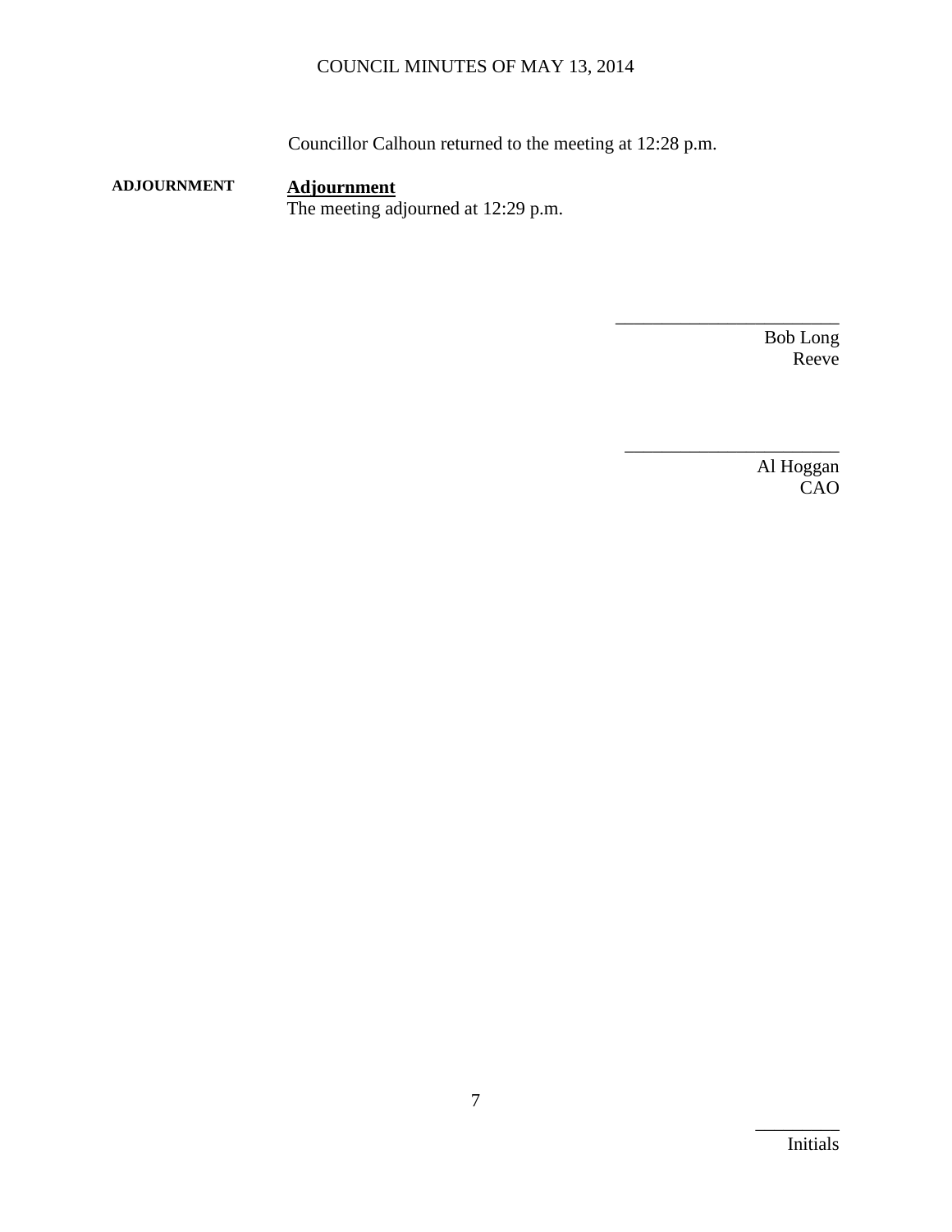Councillor Calhoun returned to the meeting at 12:28 p.m.

**ADJOURNMENT**

**Adjournment**

The meeting adjourned at 12:29 p.m.

\_\_\_\_\_\_\_\_\_\_\_\_\_\_\_\_\_\_\_\_\_\_\_\_

Bob Long

Reeve

\_\_\_\_\_\_\_\_\_\_\_\_\_\_\_\_\_\_\_\_\_\_\_\_

Al Hoggan

CAO

\_\_\_\_\_\_\_\_\_

Initials